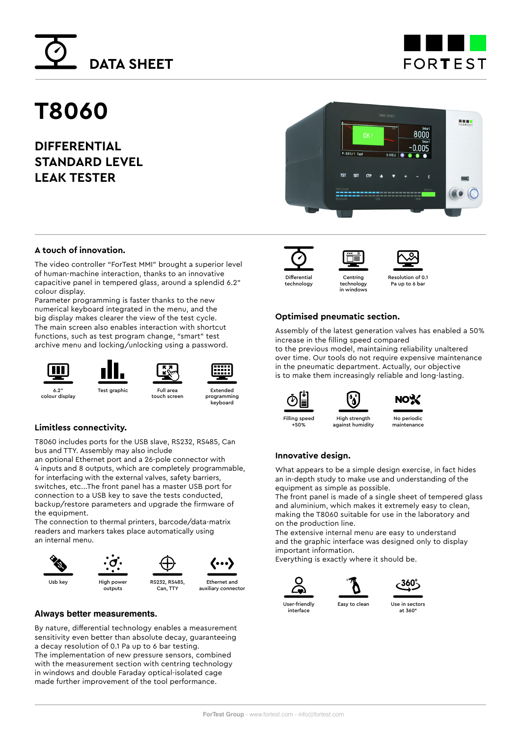# DATA SHEET

# T8060

## DIFFERENTIAL STANDARD LEVEL LEAK TESTER

### A touch of innovation.

The video controller "ForTest MMI" brought a superior level of human-machine interaction, thanks to an innovative capacitive panel in tempered glass, around a splendid 6.2" colour display.
Parameter programming is faster thanks to the new numerical keyboard integrated in the menu, and the big display makes clearer the view of the test cycle.
The main screen also enables interaction with shortcut functions, such as test program change, "smart" test archive menu and locking/unlocking using a password.

6.2" colour display — Test graphic — Full area touch screen — Extended programming keyboard

### Limitless connectivity.

T8060 includes ports for the USB slave, RS232, RS485, Can bus and TTY. Assembly may also include
an optional Ethernet port and a 26-pole connector with 4 inputs and 8 outputs, which are completely programmable, for interfacing with the external valves, safety barriers, switches, etc...The front panel has a master USB port for connection to a USB key to save the tests conducted, backup/restore parameters and upgrade the firmware of the equipment.
The connection to thermal printers, barcode/data-matrix readers and markers takes place automatically using an internal menu.

Usb key — High power outputs — RS232, RS485, Can, TTY — Ethernet and auxiliary connector

### Always better measurements.

By nature, differential technology enables a measurement sensitivity even better than absolute decay, guaranteeing a decay resolution of 0.1 Pa up to 6 bar testing.
The implementation of new pressure sensors, combined with the measurement section with centring technology in windows and double Faraday optical-isolated cage made further improvement of the tool performance.

Differential technology — Centring technology in windows — Resolution of 0.1 Pa up to 6 bar

### Optimised pneumatic section.

Assembly of the latest generation valves has enabled a 50% increase in the filling speed compared
to the previous model, maintaining reliability unaltered over time. Our tools do not require expensive maintenance in the pneumatic department. Actually, our objective is to make them increasingly reliable and long-lasting.

Filling speed +50% — High strength against humidity — No periodic maintenance

### Innovative design.

What appears to be a simple design exercise, in fact hides an in-depth study to make use and understanding of the equipment as simple as possible.
The front panel is made of a single sheet of tempered glass and aluminium, which makes it extremely easy to clean, making the T8060 suitable for use in the laboratory and on the production line.
The extensive internal menu are easy to understand and the graphic interface was designed only to display important information.
Everything is exactly where it should be.

User-friendly interface — Easy to clean — Use in sectors at 360°

**ForTest Group** - www.fortest.com - info@fortest.com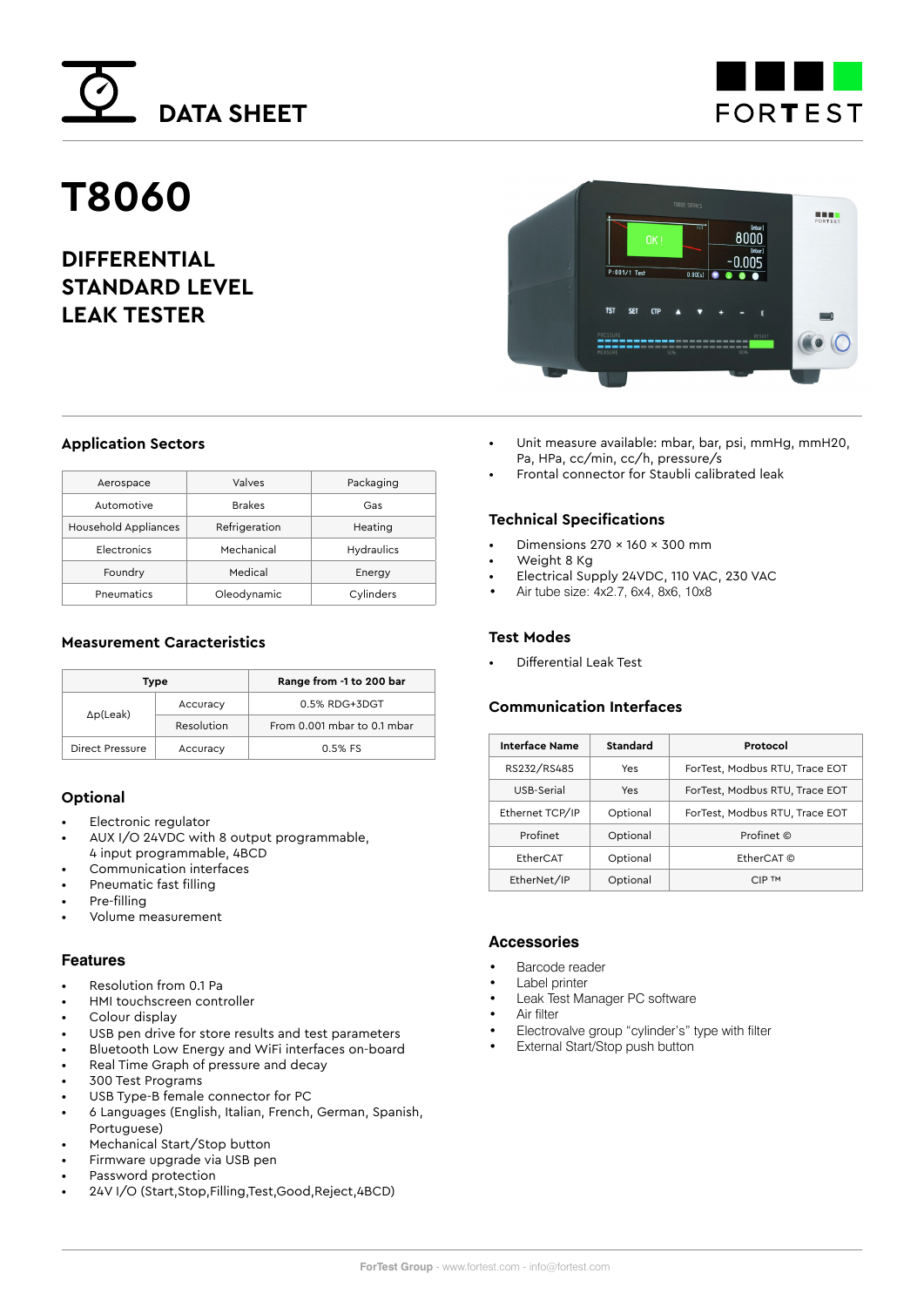# DATA SHEET

FORTEST

# T8060

## DIFFERENTIAL STANDARD LEVEL LEAK TESTER

### Application Sectors

| | | |
|---|---|---|
| Aerospace | Valves | Packaging |
| Automotive | Brakes | Gas |
| Household Appliances | Refrigeration | Heating |
| Electronics | Mechanical | Hydraulics |
| Foundry | Medical | Energy |
| Pneumatics | Oleodynamic | Cylinders |

### Measurement Caracteristics

| Type | | Range from -1 to 200 bar |
|---|---|---|
| Δp(Leak) | Accuracy | 0.5% RDG+3DGT |
| | Resolution | From 0.001 mbar to 0.1 mbar |
| Direct Pressure | Accuracy | 0.5% FS |

### Optional

- Electronic regulator
- AUX I/O 24VDC with 8 output programmable, 4 input programmable, 4BCD
- Communication interfaces
- Pneumatic fast filling
- Pre-filling
- Volume measurement

### Features

- Resolution from 0.1 Pa
- HMI touchscreen controller
- Colour display
- USB pen drive for store results and test parameters
- Bluetooth Low Energy and WiFi interfaces on-board
- Real Time Graph of pressure and decay
- 300 Test Programs
- USB Type-B female connector for PC
- 6 Languages (English, Italian, French, German, Spanish, Portuguese)
- Mechanical Start/Stop button
- Firmware upgrade via USB pen
- Password protection
- 24V I/O (Start,Stop,Filling,Test,Good,Reject,4BCD)

- Unit measure available: mbar, bar, psi, mmHg, mmH20, Pa, HPa, cc/min, cc/h, pressure/s
- Frontal connector for Staubli calibrated leak

### Technical Specifications

- Dimensions 270 × 160 × 300 mm
- Weight 8 Kg
- Electrical Supply 24VDC, 110 VAC, 230 VAC
- Air tube size: 4x2.7, 6x4, 8x6, 10x8

### Test Modes

- Differential Leak Test

### Communication Interfaces

| Interface Name | Standard | Protocol |
|---|---|---|
| RS232/RS485 | Yes | ForTest, Modbus RTU, Trace EOT |
| USB-Serial | Yes | ForTest, Modbus RTU, Trace EOT |
| Ethernet TCP/IP | Optional | ForTest, Modbus RTU, Trace EOT |
| Profinet | Optional | Profinet © |
| EtherCAT | Optional | EtherCAT © |
| EtherNet/IP | Optional | CIP ™ |

### Accessories

- Barcode reader
- Label printer
- Leak Test Manager PC software
- Air filter
- Electrovalve group "cylinder's" type with filter
- External Start/Stop push button

ForTest Group - www.fortest.com - info@fortest.com